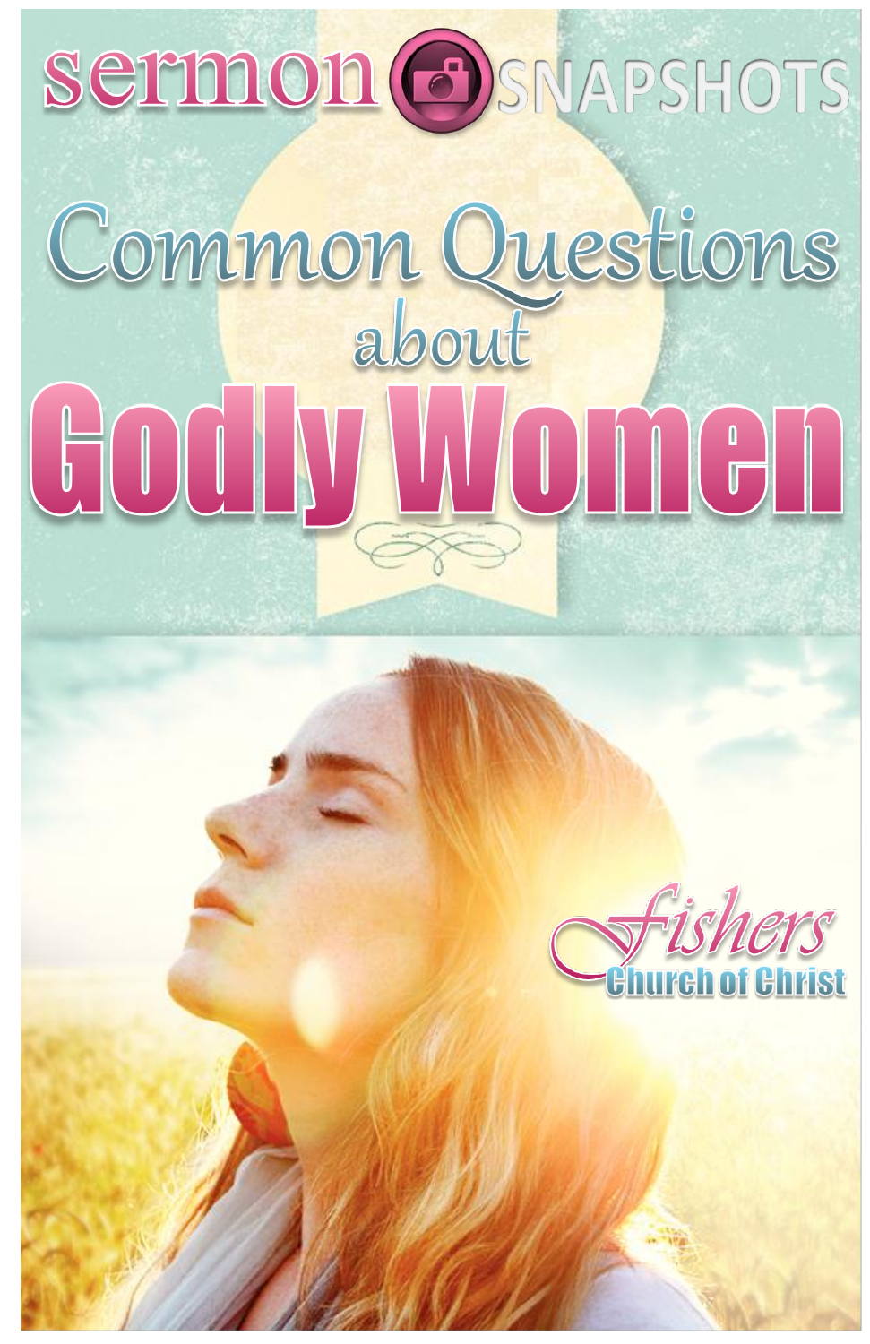sermon SNAPSHOTS

# Common Questions about Godly Women

Fishers Church of Christ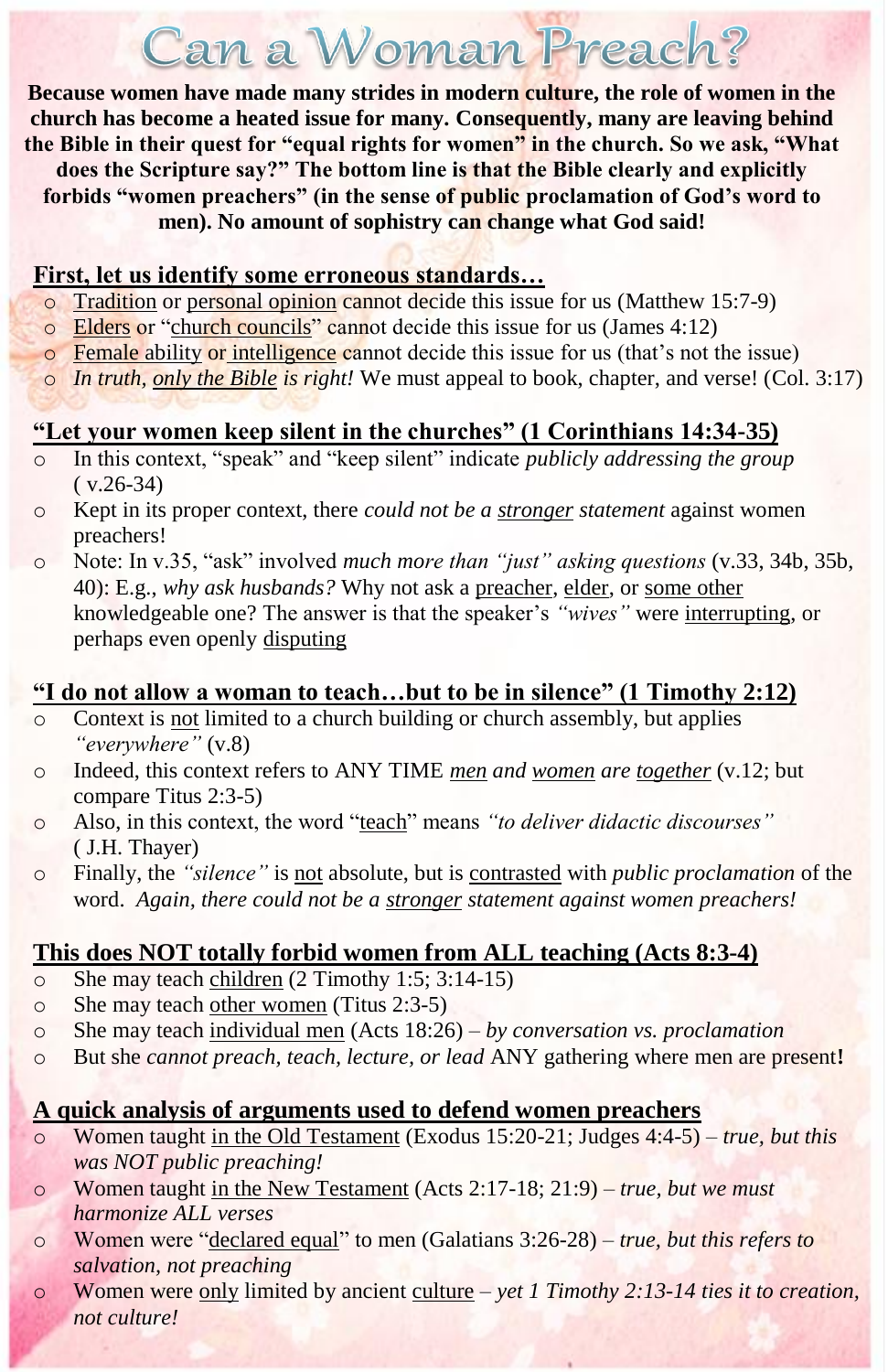# Can a Woman Preach?

**Because women have made many strides in modern culture, the role of women in the church has become a heated issue for many. Consequently, many are leaving behind the Bible in their quest for "equal rights for women" in the church. So we ask, "What does the Scripture say?" The bottom line is that the Bible clearly and explicitly forbids "women preachers" (in the sense of public proclamation of God's word to men). No amount of sophistry can change what God said!**

## First, let us identify some erroneous standards…

- Tradition or personal opinion cannot decide this issue for us (Matthew 15:7-9)
- Elders or "church councils" cannot decide this issue for us (James 4:12)
- Female ability or intelligence cannot decide this issue for us (that's not the issue)
- *In truth, only the Bible is right!* We must appeal to book, chapter, and verse! (Col. 3:17)

## "Let your women keep silent in the churches" (1 Corinthians 14:34-35)

- In this context, "speak" and "keep silent" indicate *publicly addressing the group* ( v.26-34)
- Kept in its proper context, there *could not be a stronger statement* against women preachers!
- Note: In v.35, "ask" involved *much more than "just" asking questions* (v.33, 34b, 35b, 40): E.g., *why ask husbands?* Why not ask a preacher, elder, or some other knowledgeable one? The answer is that the speaker's *"wives"* were interrupting, or perhaps even openly disputing

## "I do not allow a woman to teach…but to be in silence" (1 Timothy 2:12)

- Context is not limited to a church building or church assembly, but applies *"everywhere"* (v.8)
- Indeed, this context refers to ANY TIME *men and women are together* (v.12; but compare Titus 2:3-5)
- Also, in this context, the word "teach" means *"to deliver didactic discourses"* ( J.H. Thayer)
- Finally, the *"silence"* is not absolute, but is contrasted with *public proclamation* of the word. *Again, there could not be a stronger statement against women preachers!*

## This does NOT totally forbid women from ALL teaching (Acts 8:3-4)

- She may teach children (2 Timothy 1:5; 3:14-15)
- She may teach other women (Titus 2:3-5)
- She may teach individual men (Acts 18:26) – *by conversation vs. proclamation*
- But she *cannot preach, teach, lecture, or lead* ANY gathering where men are present**!**

## A quick analysis of arguments used to defend women preachers

- Women taught in the Old Testament (Exodus 15:20-21; Judges 4:4-5) – *true, but this was NOT public preaching!*
- Women taught in the New Testament (Acts 2:17-18; 21:9) – *true, but we must harmonize ALL verses*
- Women were "declared equal" to men (Galatians 3:26-28) – *true, but this refers to salvation, not preaching*
- Women were only limited by ancient culture – *yet 1 Timothy 2:13-14 ties it to creation, not culture!*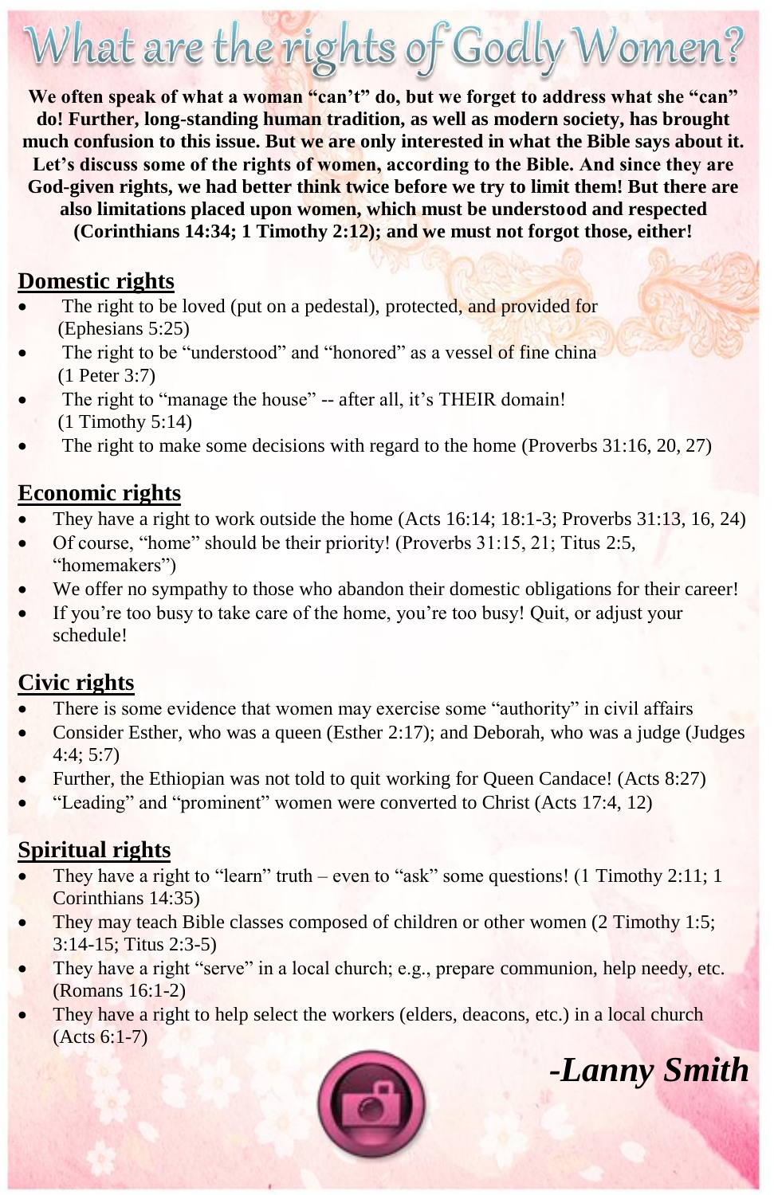# What are the rights of Godly Women?

**We often speak of what a woman "can't" do, but we forget to address what she "can" do! Further, long-standing human tradition, as well as modern society, has brought much confusion to this issue. But we are only interested in what the Bible says about it. Let's discuss some of the rights of women, according to the Bible. And since they are God-given rights, we had better think twice before we try to limit them! But there are also limitations placed upon women, which must be understood and respected (Corinthians 14:34; 1 Timothy 2:12); and we must not forgot those, either!**

## Domestic rights

- The right to be loved (put on a pedestal), protected, and provided for (Ephesians 5:25)
- The right to be "understood" and "honored" as a vessel of fine china (1 Peter 3:7)
- The right to "manage the house" -- after all, it's THEIR domain! (1 Timothy 5:14)
- The right to make some decisions with regard to the home (Proverbs 31:16, 20, 27)

## Economic rights

- They have a right to work outside the home (Acts 16:14; 18:1-3; Proverbs 31:13, 16, 24)
- Of course, "home" should be their priority! (Proverbs 31:15, 21; Titus 2:5, "homemakers")
- We offer no sympathy to those who abandon their domestic obligations for their career!
- If you're too busy to take care of the home, you're too busy! Quit, or adjust your schedule!

## Civic rights

- There is some evidence that women may exercise some "authority" in civil affairs
- Consider Esther, who was a queen (Esther 2:17); and Deborah, who was a judge (Judges 4:4; 5:7)
- Further, the Ethiopian was not told to quit working for Queen Candace! (Acts 8:27)
- "Leading" and "prominent" women were converted to Christ (Acts 17:4, 12)

## Spiritual rights

- They have a right to "learn" truth – even to "ask" some questions! (1 Timothy 2:11; 1 Corinthians 14:35)
- They may teach Bible classes composed of children or other women (2 Timothy 1:5; 3:14-15; Titus 2:3-5)
- They have a right "serve" in a local church; e.g., prepare communion, help needy, etc. (Romans 16:1-2)
- They have a right to help select the workers (elders, deacons, etc.) in a local church (Acts 6:1-7)

***-Lanny Smith***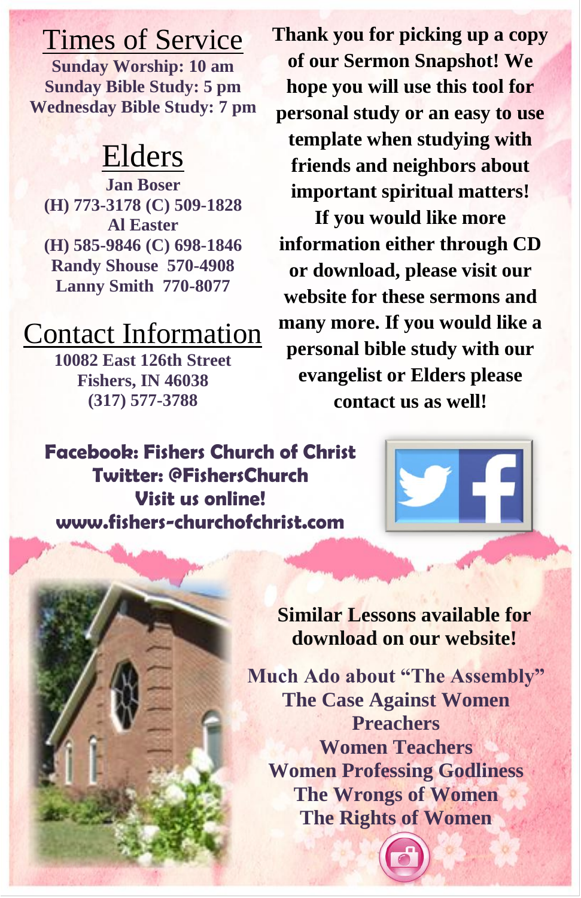# Times of Service

**Sunday Worship: 10 am**
**Sunday Bible Study: 5 pm**
**Wednesday Bible Study: 7 pm**

# Elders

**Jan Boser**
**(H) 773-3178 (C) 509-1828**
**Al Easter**
**(H) 585-9846 (C) 698-1846**
**Randy Shouse 570-4908**
**Lanny Smith 770-8077**

# Contact Information

**10082 East 126th Street**
**Fishers, IN 46038**
**(317) 577-3788**

**Thank you for picking up a copy of our Sermon Snapshot! We hope you will use this tool for personal study or an easy to use template when studying with friends and neighbors about important spiritual matters! If you would like more information either through CD or download, please visit our website for these sermons and many more. If you would like a personal bible study with our evangelist or Elders please contact us as well!**

**Facebook: Fishers Church of Christ**
**Twitter: @FishersChurch**
**Visit us online!**
**www.fishers-churchofchrist.com**

**Similar Lessons available for download on our website!**

**Much Ado about "The Assembly"**
**The Case Against Women Preachers**
**Women Teachers**
**Women Professing Godliness**
**The Wrongs of Women**
**The Rights of Women**